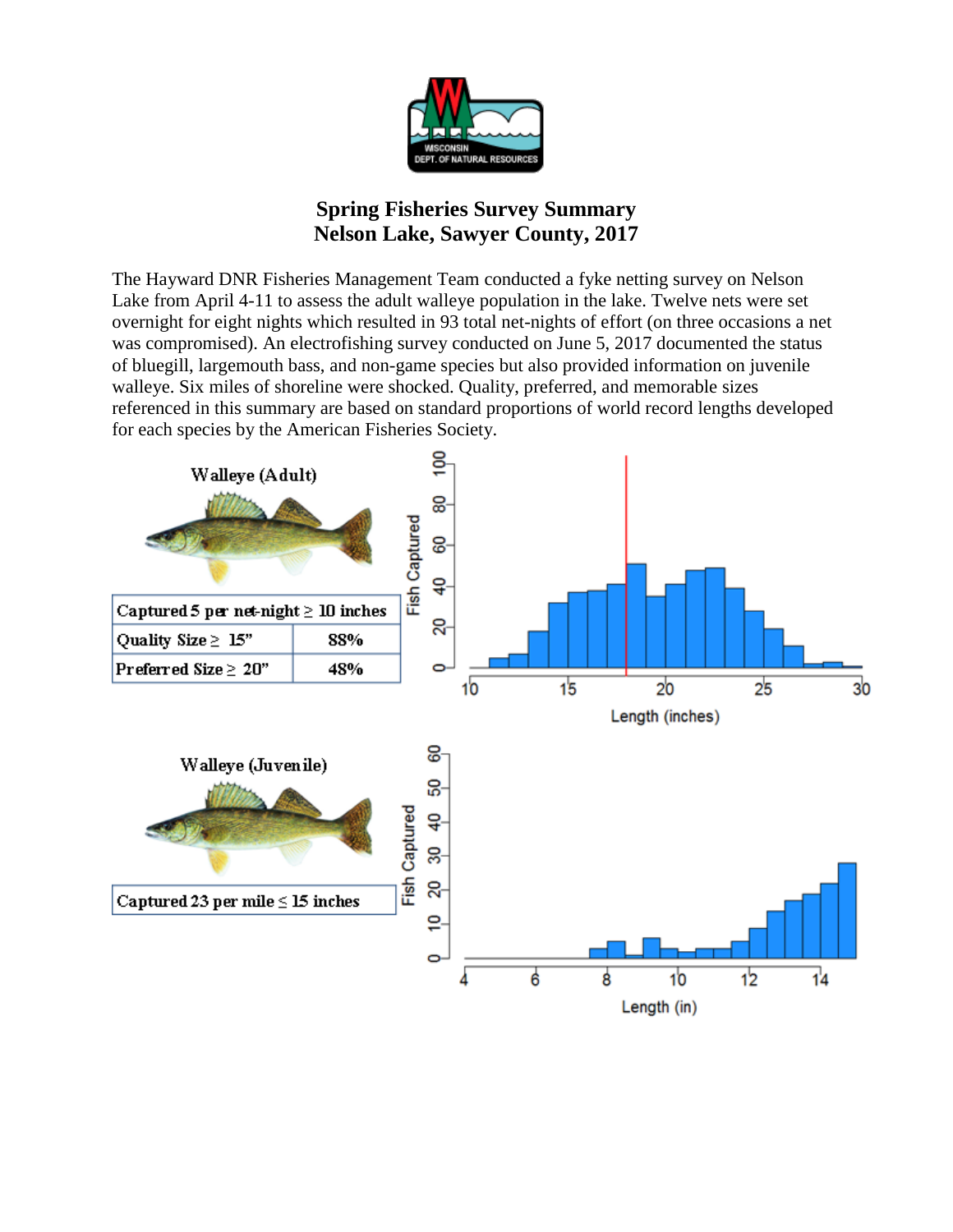# Spring Fisheries Survey Summary
# Nelson Lake, Sawyer County, 2017

The Hayward DNR Fisheries Management Team conducted a fyke netting survey on Nelson Lake from April 4-11 to assess the adult walleye population in the lake. Twelve nets were set overnight for eight nights which resulted in 93 total net-nights of effort (on three occasions a net was compromised). An electrofishing survey conducted on June 5, 2017 documented the status of bluegill, largemouth bass, and non-game species but also provided information on juvenile walleye. Six miles of shoreline were shocked. Quality, preferred, and memorable sizes referenced in this summary are based on standard proportions of world record lengths developed for each species by the American Fisheries Society.

**Walleye (Adult)**

| Captured 5 per net-night ≥ 10 inches | |
|---|---|
| Quality Size ≥ 15" | 88% |
| Preferred Size ≥ 20" | 48% |

**Walleye (Juvenile)**

| Captured 23 per mile ≤ 15 inches |
|---|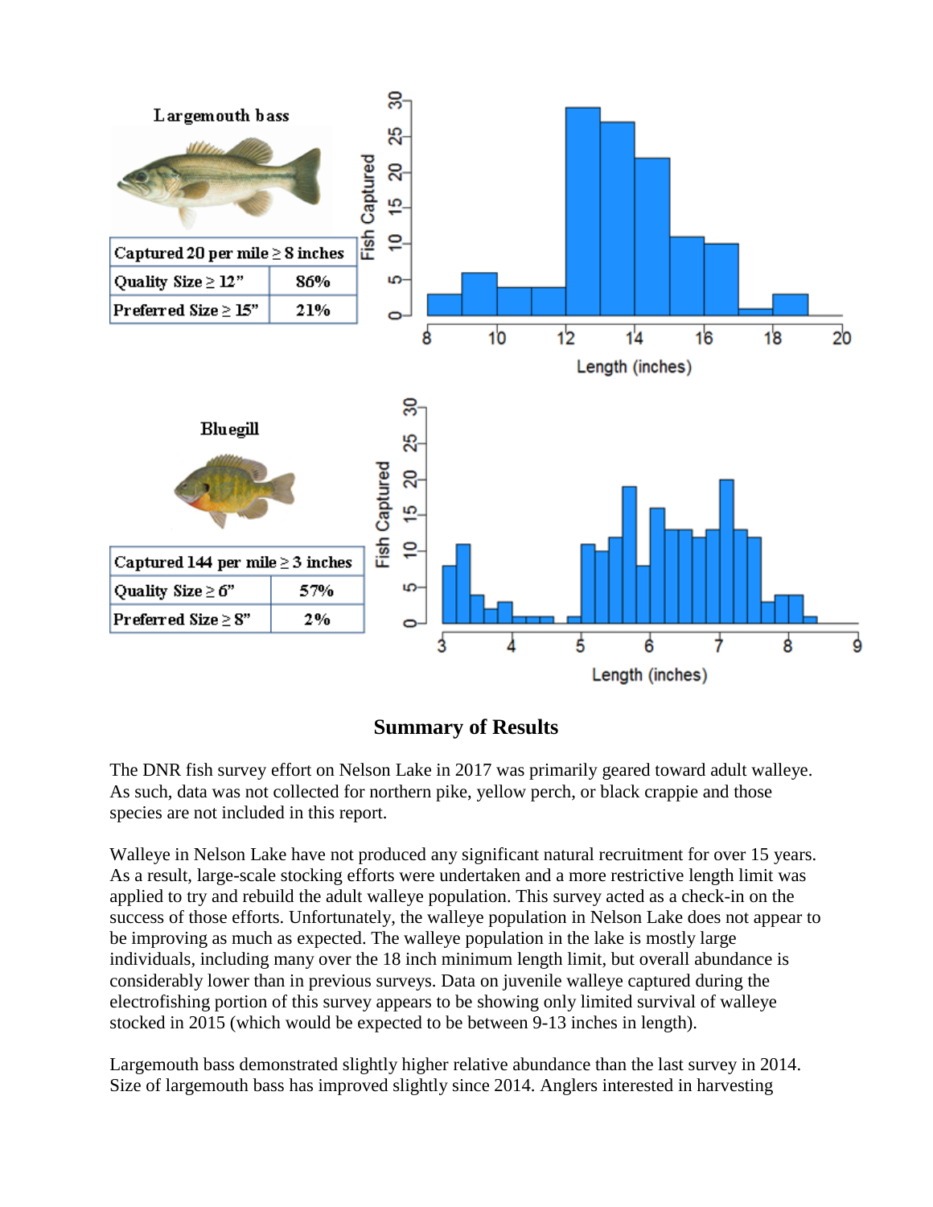**Largemouth bass**

| Captured 20 per mile ≥ 8 inches | |
|---|---|
| Quality Size ≥ 12" | 86% |
| Preferred Size ≥ 15" | 21% |

**Bluegill**

| Captured 144 per mile ≥ 3 inches | |
|---|---|
| Quality Size ≥ 6" | 57% |
| Preferred Size ≥ 8" | 2% |

## Summary of Results

The DNR fish survey effort on Nelson Lake in 2017 was primarily geared toward adult walleye. As such, data was not collected for northern pike, yellow perch, or black crappie and those species are not included in this report.

Walleye in Nelson Lake have not produced any significant natural recruitment for over 15 years. As a result, large-scale stocking efforts were undertaken and a more restrictive length limit was applied to try and rebuild the adult walleye population. This survey acted as a check-in on the success of those efforts. Unfortunately, the walleye population in Nelson Lake does not appear to be improving as much as expected. The walleye population in the lake is mostly large individuals, including many over the 18 inch minimum length limit, but overall abundance is considerably lower than in previous surveys. Data on juvenile walleye captured during the electrofishing portion of this survey appears to be showing only limited survival of walleye stocked in 2015 (which would be expected to be between 9-13 inches in length).

Largemouth bass demonstrated slightly higher relative abundance than the last survey in 2014. Size of largemouth bass has improved slightly since 2014. Anglers interested in harvesting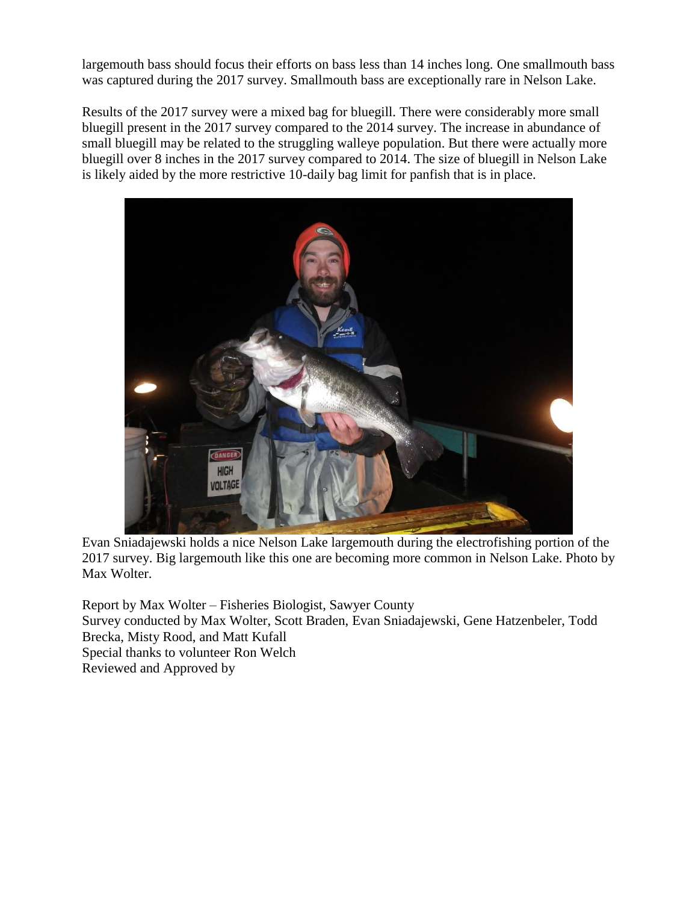largemouth bass should focus their efforts on bass less than 14 inches long. One smallmouth bass was captured during the 2017 survey. Smallmouth bass are exceptionally rare in Nelson Lake.

Results of the 2017 survey were a mixed bag for bluegill. There were considerably more small bluegill present in the 2017 survey compared to the 2014 survey. The increase in abundance of small bluegill may be related to the struggling walleye population. But there were actually more bluegill over 8 inches in the 2017 survey compared to 2014. The size of bluegill in Nelson Lake is likely aided by the more restrictive 10-daily bag limit for panfish that is in place.

Evan Sniadajewski holds a nice Nelson Lake largemouth during the electrofishing portion of the 2017 survey. Big largemouth like this one are becoming more common in Nelson Lake. Photo by Max Wolter.

Report by Max Wolter – Fisheries Biologist, Sawyer County
Survey conducted by Max Wolter, Scott Braden, Evan Sniadajewski, Gene Hatzenbeler, Todd Brecka, Misty Rood, and Matt Kufall
Special thanks to volunteer Ron Welch
Reviewed and Approved by